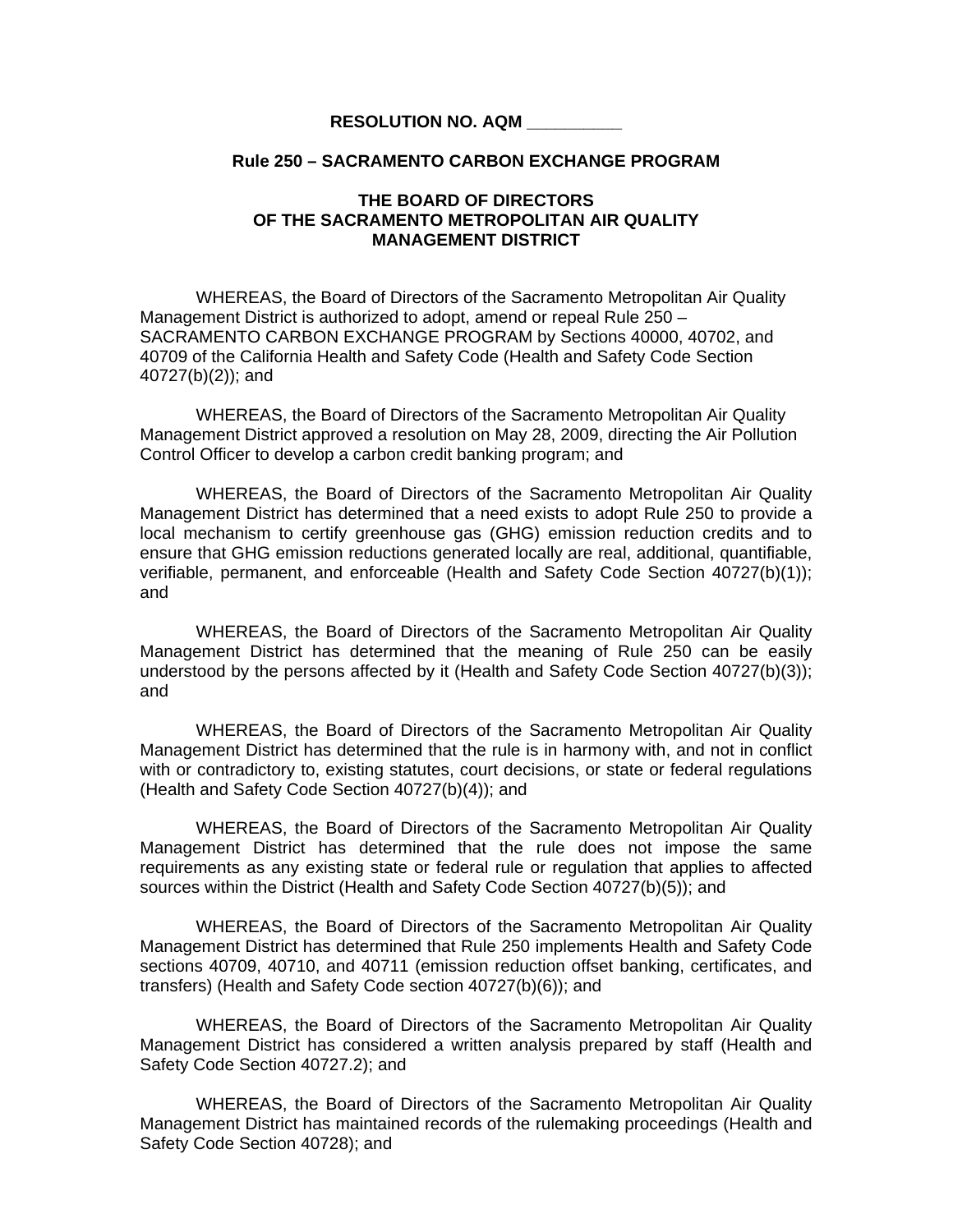**RESOLUTION NO. AQM __________**

**Rule 250 – SACRAMENTO CARBON EXCHANGE PROGRAM**

**THE BOARD OF DIRECTORS OF THE SACRAMENTO METROPOLITAN AIR QUALITY MANAGEMENT DISTRICT**

WHEREAS, the Board of Directors of the Sacramento Metropolitan Air Quality Management District is authorized to adopt, amend or repeal Rule 250 – SACRAMENTO CARBON EXCHANGE PROGRAM by Sections 40000, 40702, and 40709 of the California Health and Safety Code (Health and Safety Code Section 40727(b)(2)); and

WHEREAS, the Board of Directors of the Sacramento Metropolitan Air Quality Management District approved a resolution on May 28, 2009, directing the Air Pollution Control Officer to develop a carbon credit banking program; and

WHEREAS, the Board of Directors of the Sacramento Metropolitan Air Quality Management District has determined that a need exists to adopt Rule 250 to provide a local mechanism to certify greenhouse gas (GHG) emission reduction credits and to ensure that GHG emission reductions generated locally are real, additional, quantifiable, verifiable, permanent, and enforceable (Health and Safety Code Section 40727(b)(1)); and

WHEREAS, the Board of Directors of the Sacramento Metropolitan Air Quality Management District has determined that the meaning of Rule 250 can be easily understood by the persons affected by it (Health and Safety Code Section 40727(b)(3)); and

WHEREAS, the Board of Directors of the Sacramento Metropolitan Air Quality Management District has determined that the rule is in harmony with, and not in conflict with or contradictory to, existing statutes, court decisions, or state or federal regulations (Health and Safety Code Section 40727(b)(4)); and

WHEREAS, the Board of Directors of the Sacramento Metropolitan Air Quality Management District has determined that the rule does not impose the same requirements as any existing state or federal rule or regulation that applies to affected sources within the District (Health and Safety Code Section 40727(b)(5)); and

WHEREAS, the Board of Directors of the Sacramento Metropolitan Air Quality Management District has determined that Rule 250 implements Health and Safety Code sections 40709, 40710, and 40711 (emission reduction offset banking, certificates, and transfers) (Health and Safety Code section 40727(b)(6)); and

WHEREAS, the Board of Directors of the Sacramento Metropolitan Air Quality Management District has considered a written analysis prepared by staff (Health and Safety Code Section 40727.2); and

WHEREAS, the Board of Directors of the Sacramento Metropolitan Air Quality Management District has maintained records of the rulemaking proceedings (Health and Safety Code Section 40728); and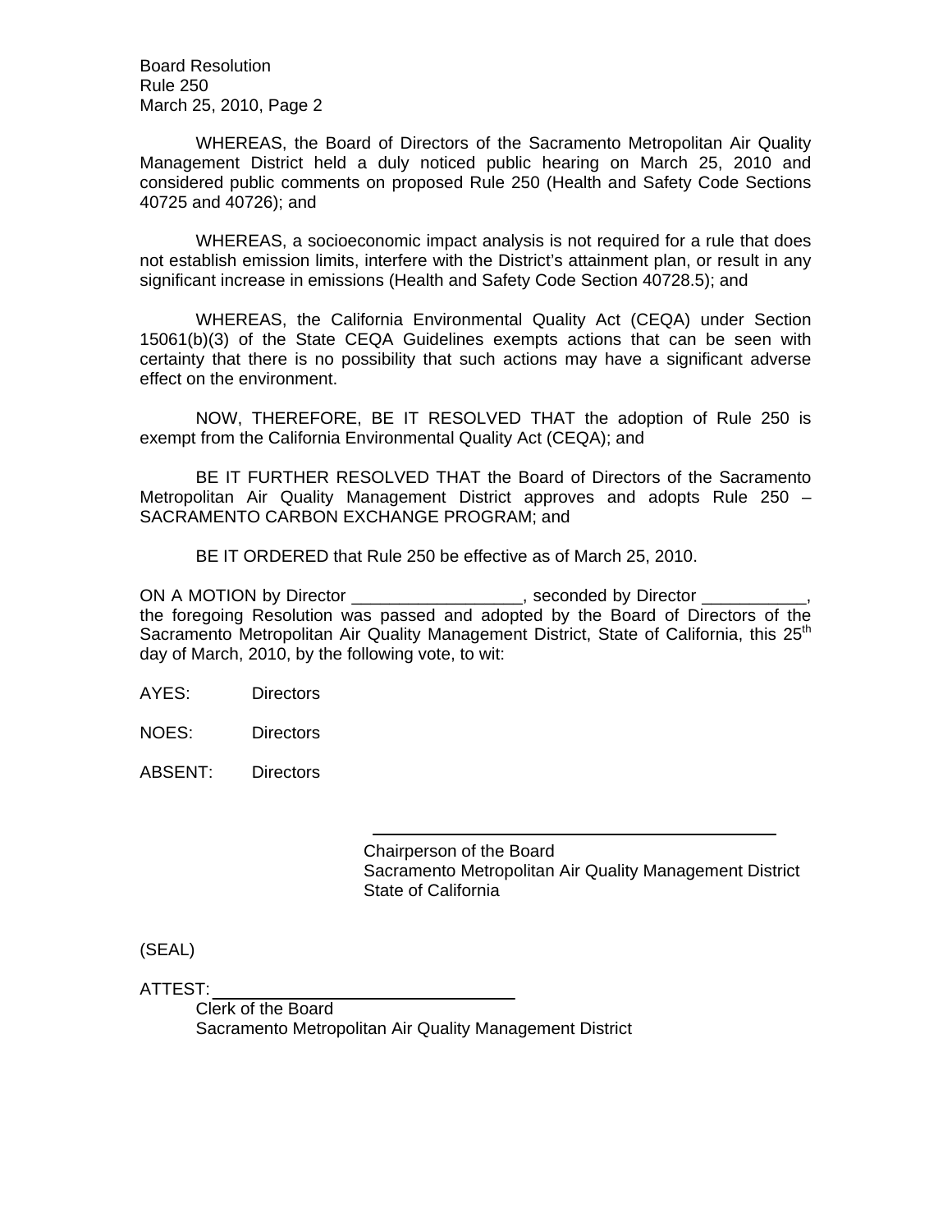WHEREAS, the Board of Directors of the Sacramento Metropolitan Air Quality Management District held a duly noticed public hearing on March 25, 2010 and considered public comments on proposed Rule 250 (Health and Safety Code Sections 40725 and 40726); and

WHEREAS, a socioeconomic impact analysis is not required for a rule that does not establish emission limits, interfere with the District's attainment plan, or result in any significant increase in emissions (Health and Safety Code Section 40728.5); and

WHEREAS, the California Environmental Quality Act (CEQA) under Section 15061(b)(3) of the State CEQA Guidelines exempts actions that can be seen with certainty that there is no possibility that such actions may have a significant adverse effect on the environment.

NOW, THEREFORE, BE IT RESOLVED THAT the adoption of Rule 250 is exempt from the California Environmental Quality Act (CEQA); and

BE IT FURTHER RESOLVED THAT the Board of Directors of the Sacramento Metropolitan Air Quality Management District approves and adopts Rule 250 – SACRAMENTO CARBON EXCHANGE PROGRAM; and

BE IT ORDERED that Rule 250 be effective as of March 25, 2010.

ON A MOTION by Director __________________, seconded by Director ___________, the foregoing Resolution was passed and adopted by the Board of Directors of the Sacramento Metropolitan Air Quality Management District, State of California, this 25th day of March, 2010, by the following vote, to wit:

AYES: Directors

NOES: Directors

ABSENT: Directors

______________________________________

Chairperson of the Board
Sacramento Metropolitan Air Quality Management District
State of California

(SEAL)

ATTEST: ______________________________

Clerk of the Board
Sacramento Metropolitan Air Quality Management District